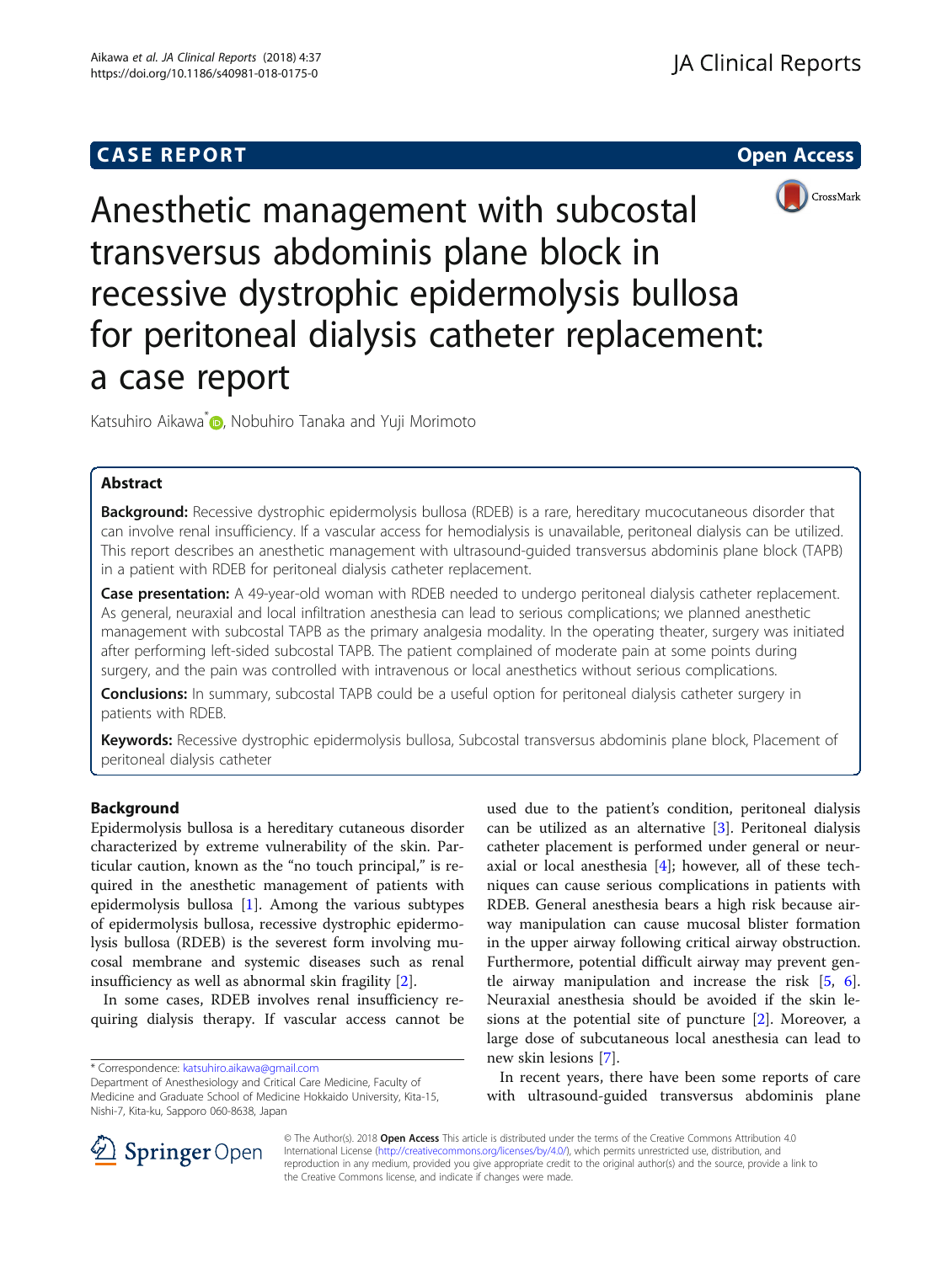CASE REPORT

Open Access

# Anesthetic management with subcostal transversus abdominis plane block in recessive dystrophic epidermolysis bullosa for peritoneal dialysis catheter replacement: a case report

Katsuhiro Aikawa*, Nobuhiro Tanaka and Yuji Morimoto

## Abstract

**Background:** Recessive dystrophic epidermolysis bullosa (RDEB) is a rare, hereditary mucocutaneous disorder that can involve renal insufficiency. If a vascular access for hemodialysis is unavailable, peritoneal dialysis can be utilized. This report describes an anesthetic management with ultrasound-guided transversus abdominis plane block (TAPB) in a patient with RDEB for peritoneal dialysis catheter replacement.

**Case presentation:** A 49-year-old woman with RDEB needed to undergo peritoneal dialysis catheter replacement. As general, neuraxial and local infiltration anesthesia can lead to serious complications; we planned anesthetic management with subcostal TAPB as the primary analgesia modality. In the operating theater, surgery was initiated after performing left-sided subcostal TAPB. The patient complained of moderate pain at some points during surgery, and the pain was controlled with intravenous or local anesthetics without serious complications.

**Conclusions:** In summary, subcostal TAPB could be a useful option for peritoneal dialysis catheter surgery in patients with RDEB.

**Keywords:** Recessive dystrophic epidermolysis bullosa, Subcostal transversus abdominis plane block, Placement of peritoneal dialysis catheter

## Background

Epidermolysis bullosa is a hereditary cutaneous disorder characterized by extreme vulnerability of the skin. Particular caution, known as the "no touch principal," is required in the anesthetic management of patients with epidermolysis bullosa [1]. Among the various subtypes of epidermolysis bullosa, recessive dystrophic epidermolysis bullosa (RDEB) is the severest form involving mucosal membrane and systemic diseases such as renal insufficiency as well as abnormal skin fragility [2].

In some cases, RDEB involves renal insufficiency requiring dialysis therapy. If vascular access cannot be used due to the patient's condition, peritoneal dialysis can be utilized as an alternative [3]. Peritoneal dialysis catheter placement is performed under general or neuraxial or local anesthesia [4]; however, all of these techniques can cause serious complications in patients with RDEB. General anesthesia bears a high risk because airway manipulation can cause mucosal blister formation in the upper airway following critical airway obstruction. Furthermore, potential difficult airway may prevent gentle airway manipulation and increase the risk [5, 6]. Neuraxial anesthesia should be avoided if the skin lesions at the potential site of puncture [2]. Moreover, a large dose of subcutaneous local anesthesia can lead to new skin lesions [7].

In recent years, there have been some reports of care with ultrasound-guided transversus abdominis plane

\* Correspondence: katsuhiro.aikawa@gmail.com
Department of Anesthesiology and Critical Care Medicine, Faculty of Medicine and Graduate School of Medicine Hokkaido University, Kita-15, Nishi-7, Kita-ku, Sapporo 060-8638, Japan

© The Author(s). 2018 **Open Access** This article is distributed under the terms of the Creative Commons Attribution 4.0 International License (http://creativecommons.org/licenses/by/4.0/), which permits unrestricted use, distribution, and reproduction in any medium, provided you give appropriate credit to the original author(s) and the source, provide a link to the Creative Commons license, and indicate if changes were made.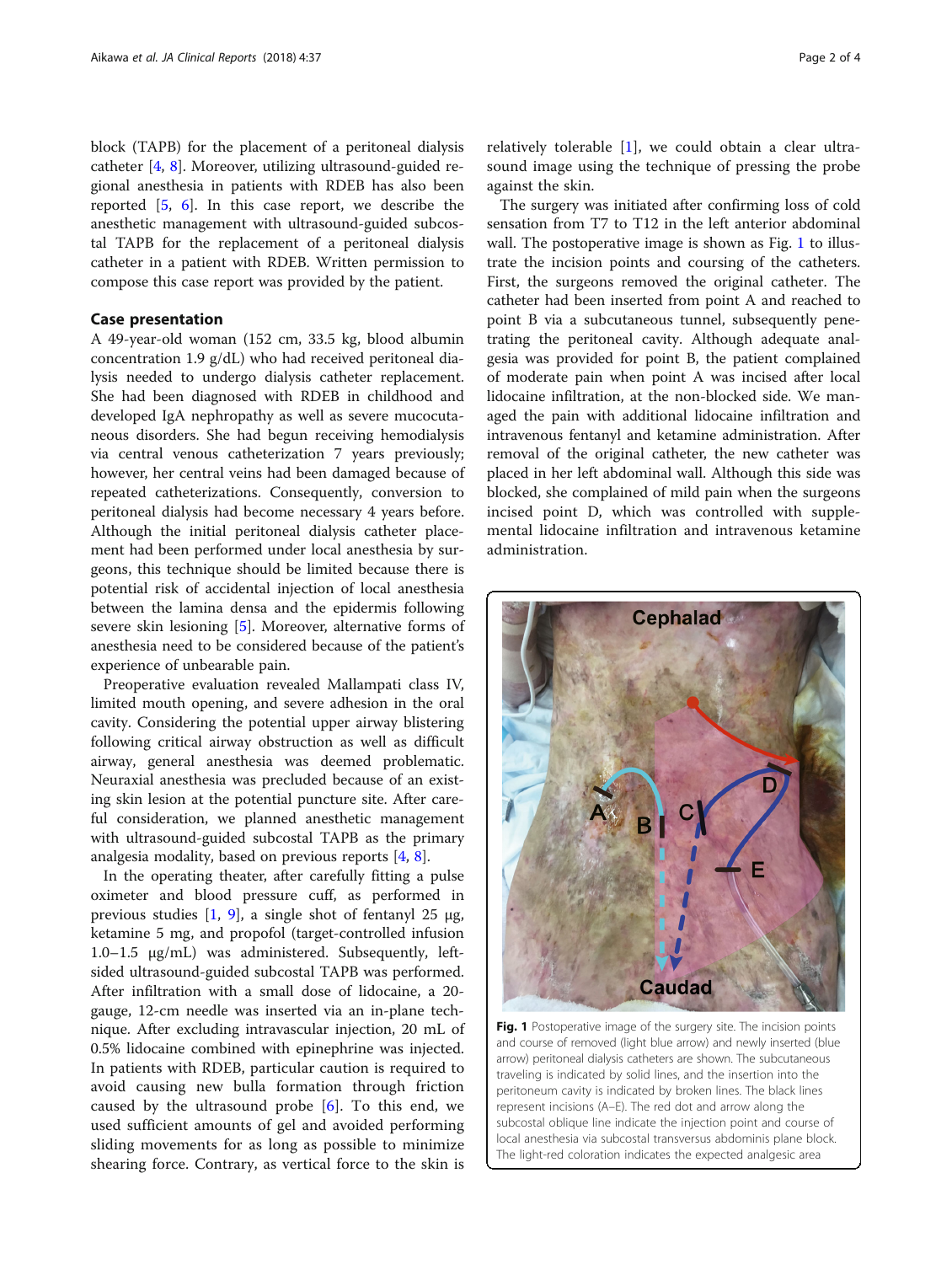block (TAPB) for the placement of a peritoneal dialysis catheter [4, 8]. Moreover, utilizing ultrasound-guided regional anesthesia in patients with RDEB has also been reported [5, 6]. In this case report, we describe the anesthetic management with ultrasound-guided subcostal TAPB for the replacement of a peritoneal dialysis catheter in a patient with RDEB. Written permission to compose this case report was provided by the patient.

## Case presentation

A 49-year-old woman (152 cm, 33.5 kg, blood albumin concentration 1.9 g/dL) who had received peritoneal dialysis needed to undergo dialysis catheter replacement. She had been diagnosed with RDEB in childhood and developed IgA nephropathy as well as severe mucocutaneous disorders. She had begun receiving hemodialysis via central venous catheterization 7 years previously; however, her central veins had been damaged because of repeated catheterizations. Consequently, conversion to peritoneal dialysis had become necessary 4 years before. Although the initial peritoneal dialysis catheter placement had been performed under local anesthesia by surgeons, this technique should be limited because there is potential risk of accidental injection of local anesthesia between the lamina densa and the epidermis following severe skin lesioning [5]. Moreover, alternative forms of anesthesia need to be considered because of the patient's experience of unbearable pain.

Preoperative evaluation revealed Mallampati class IV, limited mouth opening, and severe adhesion in the oral cavity. Considering the potential upper airway blistering following critical airway obstruction as well as difficult airway, general anesthesia was deemed problematic. Neuraxial anesthesia was precluded because of an existing skin lesion at the potential puncture site. After careful consideration, we planned anesthetic management with ultrasound-guided subcostal TAPB as the primary analgesia modality, based on previous reports [4, 8].

In the operating theater, after carefully fitting a pulse oximeter and blood pressure cuff, as performed in previous studies [1, 9], a single shot of fentanyl 25 μg, ketamine 5 mg, and propofol (target-controlled infusion 1.0–1.5 μg/mL) was administered. Subsequently, left-sided ultrasound-guided subcostal TAPB was performed. After infiltration with a small dose of lidocaine, a 20-gauge, 12-cm needle was inserted via an in-plane technique. After excluding intravascular injection, 20 mL of 0.5% lidocaine combined with epinephrine was injected. In patients with RDEB, particular caution is required to avoid causing new bulla formation through friction caused by the ultrasound probe [6]. To this end, we used sufficient amounts of gel and avoided performing sliding movements for as long as possible to minimize shearing force. Contrary, as vertical force to the skin is relatively tolerable [1], we could obtain a clear ultrasound image using the technique of pressing the probe against the skin.

The surgery was initiated after confirming loss of cold sensation from T7 to T12 in the left anterior abdominal wall. The postoperative image is shown as Fig. 1 to illustrate the incision points and coursing of the catheters. First, the surgeons removed the original catheter. The catheter had been inserted from point A and reached to point B via a subcutaneous tunnel, subsequently penetrating the peritoneal cavity. Although adequate analgesia was provided for point B, the patient complained of moderate pain when point A was incised after local lidocaine infiltration, at the non-blocked side. We managed the pain with additional lidocaine infiltration and intravenous fentanyl and ketamine administration. After removal of the original catheter, the new catheter was placed in her left abdominal wall. Although this side was blocked, she complained of mild pain when the surgeons incised point D, which was controlled with supplemental lidocaine infiltration and intravenous ketamine administration.

**Fig. 1** Postoperative image of the surgery site. The incision points and course of removed (light blue arrow) and newly inserted (blue arrow) peritoneal dialysis catheters are shown. The subcutaneous traveling is indicated by solid lines, and the insertion into the peritoneum cavity is indicated by broken lines. The black lines represent incisions (A–E). The red dot and arrow along the subcostal oblique line indicate the injection point and course of local anesthesia via subcostal transversus abdominis plane block. The light-red coloration indicates the expected analgesic area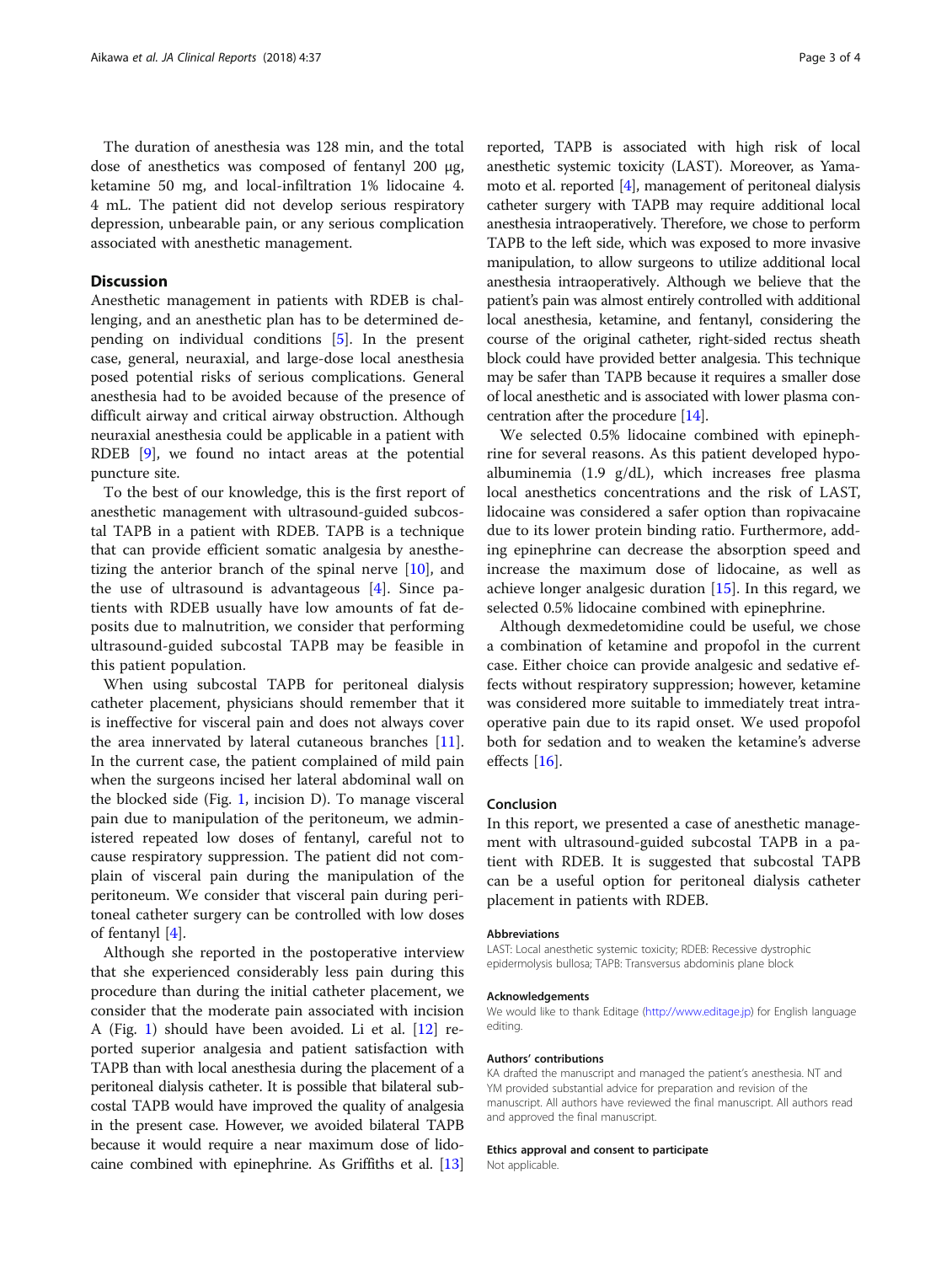The duration of anesthesia was 128 min, and the total dose of anesthetics was composed of fentanyl 200 μg, ketamine 50 mg, and local-infiltration 1% lidocaine 4.4 mL. The patient did not develop serious respiratory depression, unbearable pain, or any serious complication associated with anesthetic management.

## Discussion

Anesthetic management in patients with RDEB is challenging, and an anesthetic plan has to be determined depending on individual conditions [5]. In the present case, general, neuraxial, and large-dose local anesthesia posed potential risks of serious complications. General anesthesia had to be avoided because of the presence of difficult airway and critical airway obstruction. Although neuraxial anesthesia could be applicable in a patient with RDEB [9], we found no intact areas at the potential puncture site.

To the best of our knowledge, this is the first report of anesthetic management with ultrasound-guided subcostal TAPB in a patient with RDEB. TAPB is a technique that can provide efficient somatic analgesia by anesthetizing the anterior branch of the spinal nerve [10], and the use of ultrasound is advantageous [4]. Since patients with RDEB usually have low amounts of fat deposits due to malnutrition, we consider that performing ultrasound-guided subcostal TAPB may be feasible in this patient population.

When using subcostal TAPB for peritoneal dialysis catheter placement, physicians should remember that it is ineffective for visceral pain and does not always cover the area innervated by lateral cutaneous branches [11]. In the current case, the patient complained of mild pain when the surgeons incised her lateral abdominal wall on the blocked side (Fig. 1, incision D). To manage visceral pain due to manipulation of the peritoneum, we administered repeated low doses of fentanyl, careful not to cause respiratory suppression. The patient did not complain of visceral pain during the manipulation of the peritoneum. We consider that visceral pain during peritoneal catheter surgery can be controlled with low doses of fentanyl [4].

Although she reported in the postoperative interview that she experienced considerably less pain during this procedure than during the initial catheter placement, we consider that the moderate pain associated with incision A (Fig. 1) should have been avoided. Li et al. [12] reported superior analgesia and patient satisfaction with TAPB than with local anesthesia during the placement of a peritoneal dialysis catheter. It is possible that bilateral subcostal TAPB would have improved the quality of analgesia in the present case. However, we avoided bilateral TAPB because it would require a near maximum dose of lidocaine combined with epinephrine. As Griffiths et al. [13] reported, TAPB is associated with high risk of local anesthetic systemic toxicity (LAST). Moreover, as Yamamoto et al. reported [4], management of peritoneal dialysis catheter surgery with TAPB may require additional local anesthesia intraoperatively. Therefore, we chose to perform TAPB to the left side, which was exposed to more invasive manipulation, to allow surgeons to utilize additional local anesthesia intraoperatively. Although we believe that the patient's pain was almost entirely controlled with additional local anesthesia, ketamine, and fentanyl, considering the course of the original catheter, right-sided rectus sheath block could have provided better analgesia. This technique may be safer than TAPB because it requires a smaller dose of local anesthetic and is associated with lower plasma concentration after the procedure [14].

We selected 0.5% lidocaine combined with epinephrine for several reasons. As this patient developed hypoalbuminemia (1.9 g/dL), which increases free plasma local anesthetics concentrations and the risk of LAST, lidocaine was considered a safer option than ropivacaine due to its lower protein binding ratio. Furthermore, adding epinephrine can decrease the absorption speed and increase the maximum dose of lidocaine, as well as achieve longer analgesic duration [15]. In this regard, we selected 0.5% lidocaine combined with epinephrine.

Although dexmedetomidine could be useful, we chose a combination of ketamine and propofol in the current case. Either choice can provide analgesic and sedative effects without respiratory suppression; however, ketamine was considered more suitable to immediately treat intraoperative pain due to its rapid onset. We used propofol both for sedation and to weaken the ketamine's adverse effects [16].

## Conclusion

In this report, we presented a case of anesthetic management with ultrasound-guided subcostal TAPB in a patient with RDEB. It is suggested that subcostal TAPB can be a useful option for peritoneal dialysis catheter placement in patients with RDEB.

### Abbreviations

LAST: Local anesthetic systemic toxicity; RDEB: Recessive dystrophic epidermolysis bullosa; TAPB: Transversus abdominis plane block

### Acknowledgements

We would like to thank Editage (http://www.editage.jp) for English language editing.

### Authors' contributions

KA drafted the manuscript and managed the patient's anesthesia. NT and YM provided substantial advice for preparation and revision of the manuscript. All authors have reviewed the final manuscript. All authors read and approved the final manuscript.

### Ethics approval and consent to participate

Not applicable.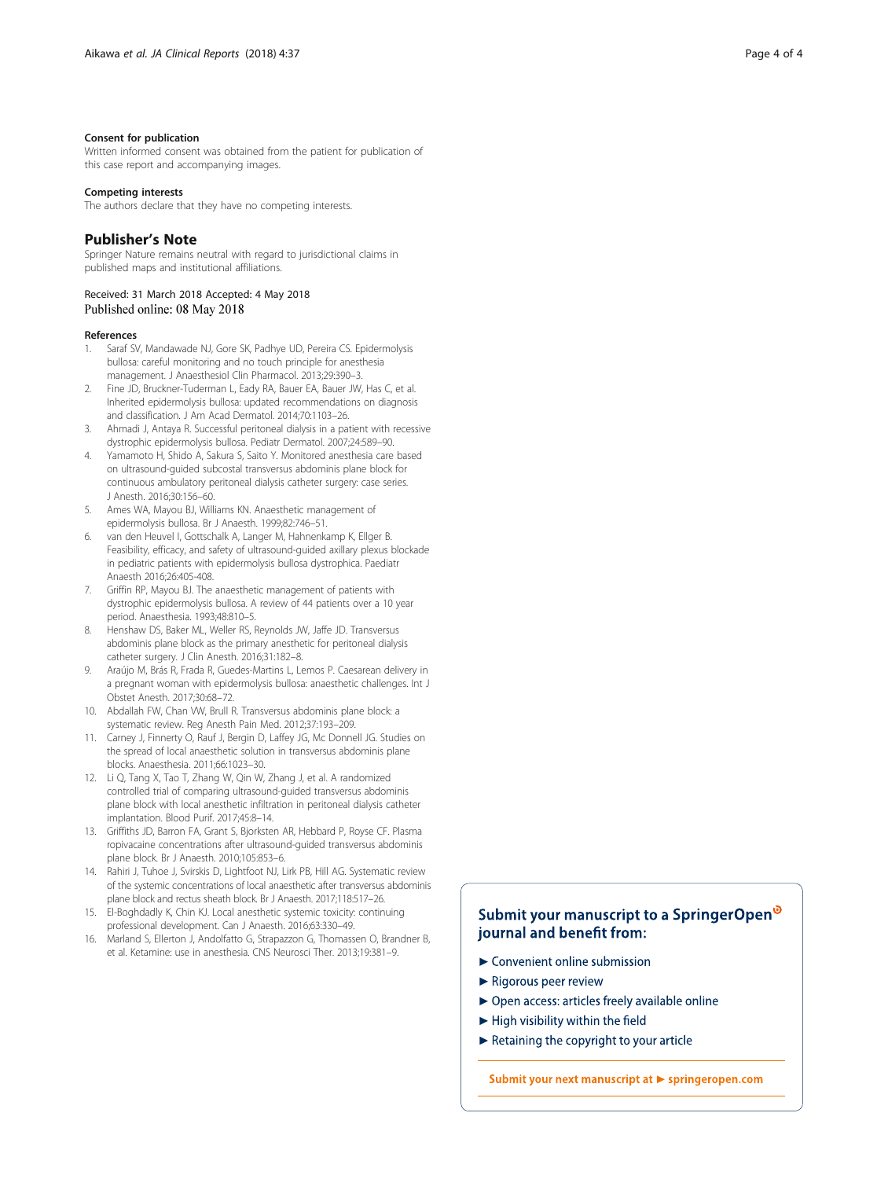### Consent for publication

Written informed consent was obtained from the patient for publication of this case report and accompanying images.

### Competing interests

The authors declare that they have no competing interests.

## Publisher's Note

Springer Nature remains neutral with regard to jurisdictional claims in published maps and institutional affiliations.

Received: 31 March 2018 Accepted: 4 May 2018
Published online: 08 May 2018

### References

1. Saraf SV, Mandawade NJ, Gore SK, Padhye UD, Pereira CS. Epidermolysis bullosa: careful monitoring and no touch principle for anesthesia management. J Anaesthesiol Clin Pharmacol. 2013;29:390–3.
2. Fine JD, Bruckner-Tuderman L, Eady RA, Bauer EA, Bauer JW, Has C, et al. Inherited epidermolysis bullosa: updated recommendations on diagnosis and classification. J Am Acad Dermatol. 2014;70:1103–26.
3. Ahmadi J, Antaya R. Successful peritoneal dialysis in a patient with recessive dystrophic epidermolysis bullosa. Pediatr Dermatol. 2007;24:589–90.
4. Yamamoto H, Shido A, Sakura S, Saito Y. Monitored anesthesia care based on ultrasound-guided subcostal transversus abdominis plane block for continuous ambulatory peritoneal dialysis catheter surgery: case series. J Anesth. 2016;30:156–60.
5. Ames WA, Mayou BJ, Williams KN. Anaesthetic management of epidermolysis bullosa. Br J Anaesth. 1999;82:746–51.
6. van den Heuvel I, Gottschalk A, Langer M, Hahnenkamp K, Ellger B. Feasibility, efficacy, and safety of ultrasound-guided axillary plexus blockade in pediatric patients with epidermolysis bullosa dystrophica. Paediatr Anaesth 2016;26:405-408.
7. Griffin RP, Mayou BJ. The anaesthetic management of patients with dystrophic epidermolysis bullosa. A review of 44 patients over a 10 year period. Anaesthesia. 1993;48:810–5.
8. Henshaw DS, Baker ML, Weller RS, Reynolds JW, Jaffe JD. Transversus abdominis plane block as the primary anesthetic for peritoneal dialysis catheter surgery. J Clin Anesth. 2016;31:182–8.
9. Araújo M, Brás R, Frada R, Guedes-Martins L, Lemos P. Caesarean delivery in a pregnant woman with epidermolysis bullosa: anaesthetic challenges. Int J Obstet Anesth. 2017;30:68–72.
10. Abdallah FW, Chan VW, Brull R. Transversus abdominis plane block: a systematic review. Reg Anesth Pain Med. 2012;37:193–209.
11. Carney J, Finnerty O, Rauf J, Bergin D, Laffey JG, Mc Donnell JG. Studies on the spread of local anaesthetic solution in transversus abdominis plane blocks. Anaesthesia. 2011;66:1023–30.
12. Li Q, Tang X, Tao T, Zhang W, Qin W, Zhang J, et al. A randomized controlled trial of comparing ultrasound-guided transversus abdominis plane block with local anesthetic infiltration in peritoneal dialysis catheter implantation. Blood Purif. 2017;45:8–14.
13. Griffiths JD, Barron FA, Grant S, Bjorksten AR, Hebbard P, Royse CF. Plasma ropivacaine concentrations after ultrasound-guided transversus abdominis plane block. Br J Anaesth. 2010;105:853–6.
14. Rahiri J, Tuhoe J, Svirskis D, Lightfoot NJ, Lirk PB, Hill AG. Systematic review of the systemic concentrations of local anaesthetic after transversus abdominis plane block and rectus sheath block. Br J Anaesth. 2017;118:517–26.
15. El-Boghdadly K, Chin KJ. Local anesthetic systemic toxicity: continuing professional development. Can J Anaesth. 2016;63:330–49.
16. Marland S, Ellerton J, Andolfatto G, Strapazzon G, Thomassen O, Brandner B, et al. Ketamine: use in anesthesia. CNS Neurosci Ther. 2013;19:381–9.

**Submit your manuscript to a SpringerOpen journal and benefit from:**

- ► Convenient online submission
- ► Rigorous peer review
- ► Open access: articles freely available online
- ► High visibility within the field
- ► Retaining the copyright to your article

**Submit your next manuscript at ► springeropen.com**